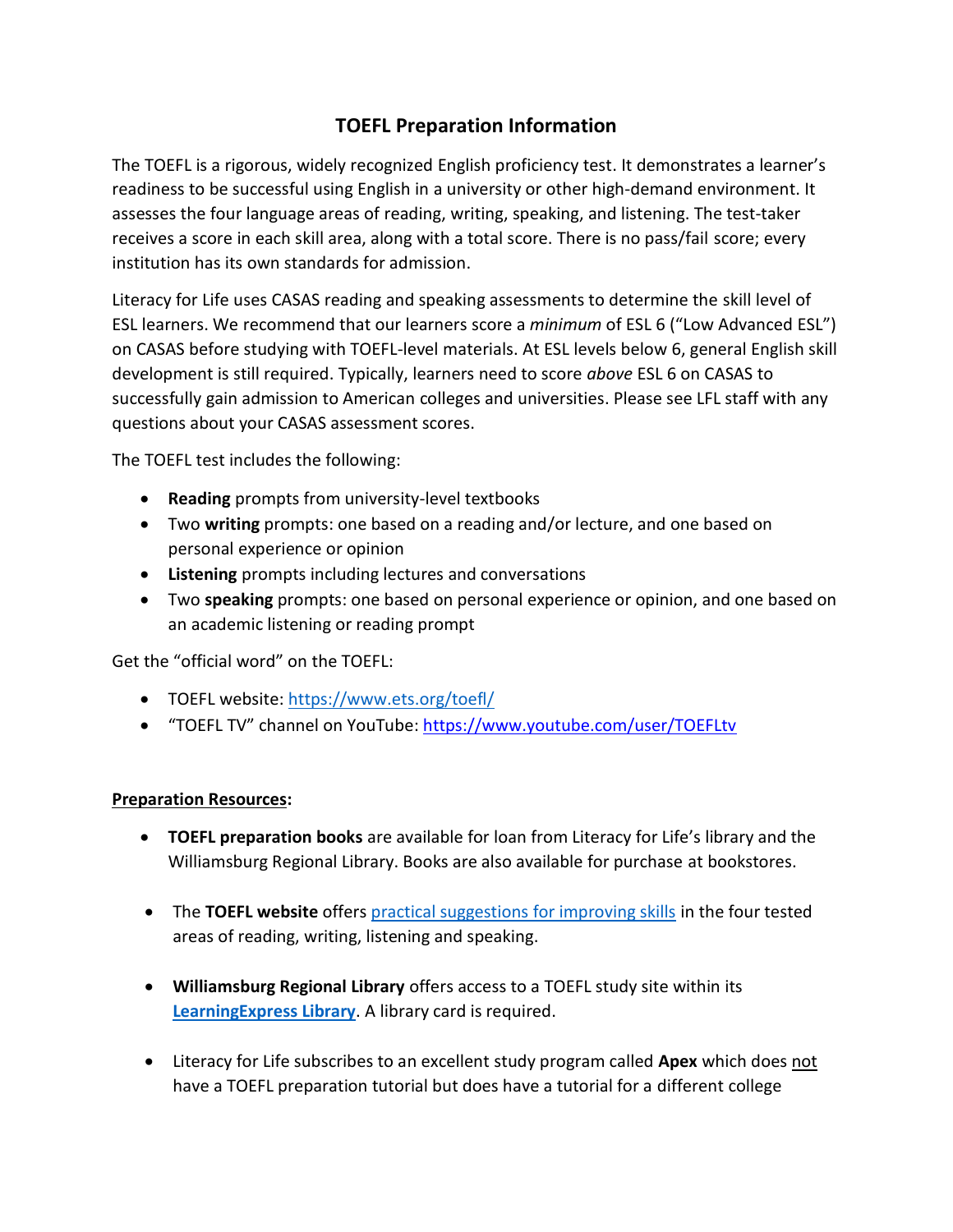# TOEFL Preparation Information

The TOEFL is a rigorous, widely recognized English proficiency test. It demonstrates a learner's readiness to be successful using English in a university or other high-demand environment. It assesses the four language areas of reading, writing, speaking, and listening. The test-taker receives a score in each skill area, along with a total score. There is no pass/fail score; every institution has its own standards for admission.

Literacy for Life uses CASAS reading and speaking assessments to determine the skill level of ESL learners. We recommend that our learners score a *minimum* of ESL 6 ("Low Advanced ESL") on CASAS before studying with TOEFL-level materials. At ESL levels below 6, general English skill development is still required. Typically, learners need to score *above* ESL 6 on CASAS to successfully gain admission to American colleges and universities. Please see LFL staff with any questions about your CASAS assessment scores.

The TOEFL test includes the following:

- **Reading** prompts from university-level textbooks
- Two **writing** prompts: one based on a reading and/or lecture, and one based on personal experience or opinion
- **Listening** prompts including lectures and conversations
- Two **speaking** prompts: one based on personal experience or opinion, and one based on an academic listening or reading prompt

Get the "official word" on the TOEFL:

- TOEFL website: [https://www.ets.org/toefl/](https://www.ets.org/toefl/)
- "TOEFL TV" channel on YouTube: [https://www.youtube.com/user/TOEFLtv](https://www.youtube.com/user/TOEFLtv)

**Preparation Resources:**

- **TOEFL preparation books** are available for loan from Literacy for Life's library and the Williamsburg Regional Library. Books are also available for purchase at bookstores.

- The **TOEFL website** offers practical suggestions for improving skills in the four tested areas of reading, writing, listening and speaking.

- **Williamsburg Regional Library** offers access to a TOEFL study site within its **LearningExpress Library**. A library card is required.

- Literacy for Life subscribes to an excellent study program called **Apex** which does not have a TOEFL preparation tutorial but does have a tutorial for a different college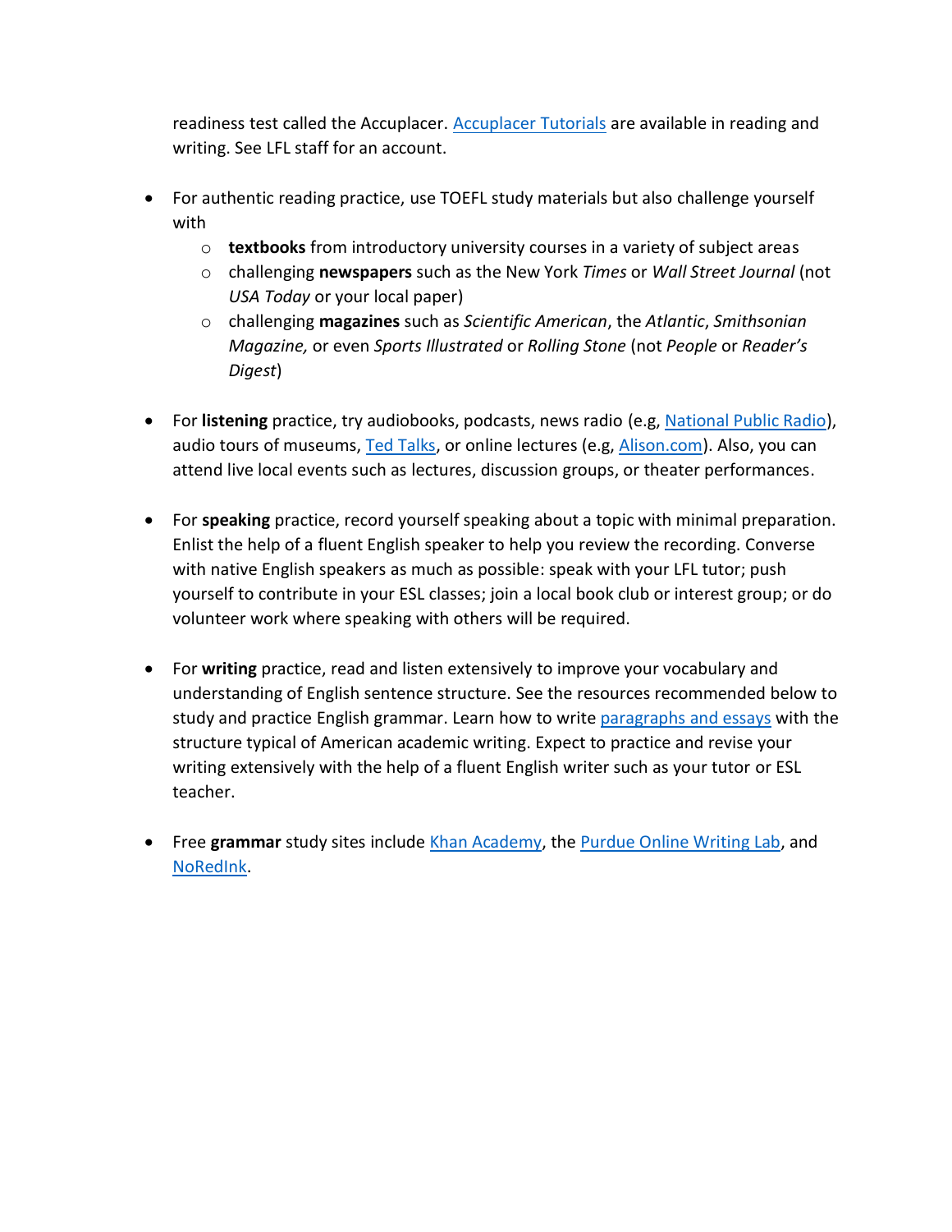readiness test called the Accuplacer. Accuplacer Tutorials are available in reading and writing. See LFL staff for an account.

- For authentic reading practice, use TOEFL study materials but also challenge yourself with
  - **textbooks** from introductory university courses in a variety of subject areas
  - challenging **newspapers** such as the New York *Times* or *Wall Street Journal* (not *USA Today* or your local paper)
  - challenging **magazines** such as *Scientific American*, the *Atlantic*, *Smithsonian Magazine,* or even *Sports Illustrated* or *Rolling Stone* (not *People* or *Reader's Digest*)

- For **listening** practice, try audiobooks, podcasts, news radio (e.g, National Public Radio), audio tours of museums, Ted Talks, or online lectures (e.g, Alison.com). Also, you can attend live local events such as lectures, discussion groups, or theater performances.

- For **speaking** practice, record yourself speaking about a topic with minimal preparation. Enlist the help of a fluent English speaker to help you review the recording. Converse with native English speakers as much as possible: speak with your LFL tutor; push yourself to contribute in your ESL classes; join a local book club or interest group; or do volunteer work where speaking with others will be required.

- For **writing** practice, read and listen extensively to improve your vocabulary and understanding of English sentence structure. See the resources recommended below to study and practice English grammar. Learn how to write paragraphs and essays with the structure typical of American academic writing. Expect to practice and revise your writing extensively with the help of a fluent English writer such as your tutor or ESL teacher.

- Free **grammar** study sites include Khan Academy, the Purdue Online Writing Lab, and NoRedInk.